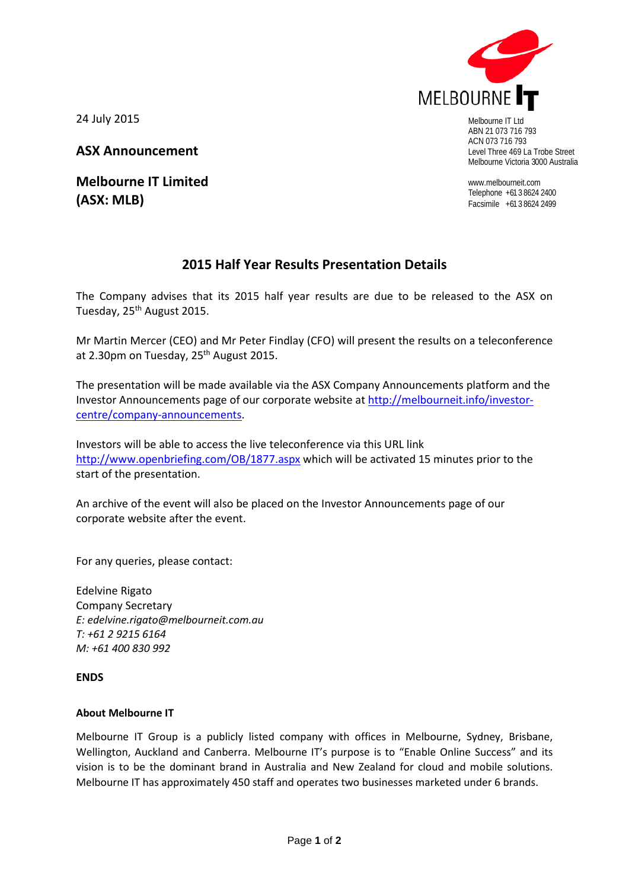24 July 2015

**ASX Announcement**

**Melbourne IT Limited**
**(ASX: MLB)**

MELBOURNE IT

Melbourne IT Ltd
ABN 21 073 716 793
ACN 073 716 793
Level Three 469 La Trobe Street
Melbourne Victoria 3000 Australia

www.melbourneit.com
Telephone +61 3 8624 2400
Facsimile +61 3 8624 2499

## 2015 Half Year Results Presentation Details

The Company advises that its 2015 half year results are due to be released to the ASX on Tuesday, 25th August 2015.

Mr Martin Mercer (CEO) and Mr Peter Findlay (CFO) will present the results on a teleconference at 2.30pm on Tuesday, 25th August 2015.

The presentation will be made available via the ASX Company Announcements platform and the Investor Announcements page of our corporate website at http://melbourneit.info/investor-centre/company-announcements.

Investors will be able to access the live teleconference via this URL link http://www.openbriefing.com/OB/1877.aspx which will be activated 15 minutes prior to the start of the presentation.

An archive of the event will also be placed on the Investor Announcements page of our corporate website after the event.

For any queries, please contact:

Edelvine Rigato
Company Secretary
*E: edelvine.rigato@melbourneit.com.au*
*T: +61 2 9215 6164*
*M: +61 400 830 992*

**ENDS**

**About Melbourne IT**

Melbourne IT Group is a publicly listed company with offices in Melbourne, Sydney, Brisbane, Wellington, Auckland and Canberra. Melbourne IT's purpose is to "Enable Online Success" and its vision is to be the dominant brand in Australia and New Zealand for cloud and mobile solutions. Melbourne IT has approximately 450 staff and operates two businesses marketed under 6 brands.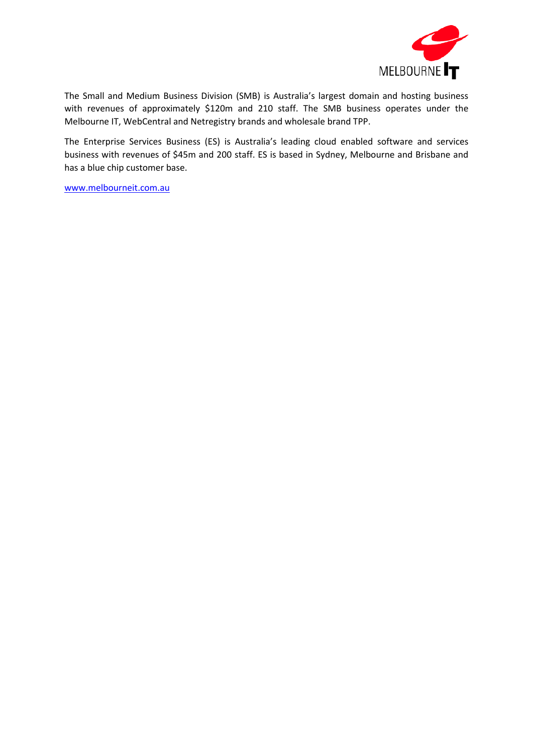The Small and Medium Business Division (SMB) is Australia's largest domain and hosting business with revenues of approximately $120m and 210 staff. The SMB business operates under the Melbourne IT, WebCentral and Netregistry brands and wholesale brand TPP.

The Enterprise Services Business (ES) is Australia's leading cloud enabled software and services business with revenues of $45m and 200 staff. ES is based in Sydney, Melbourne and Brisbane and has a blue chip customer base.

www.melbourneit.com.au